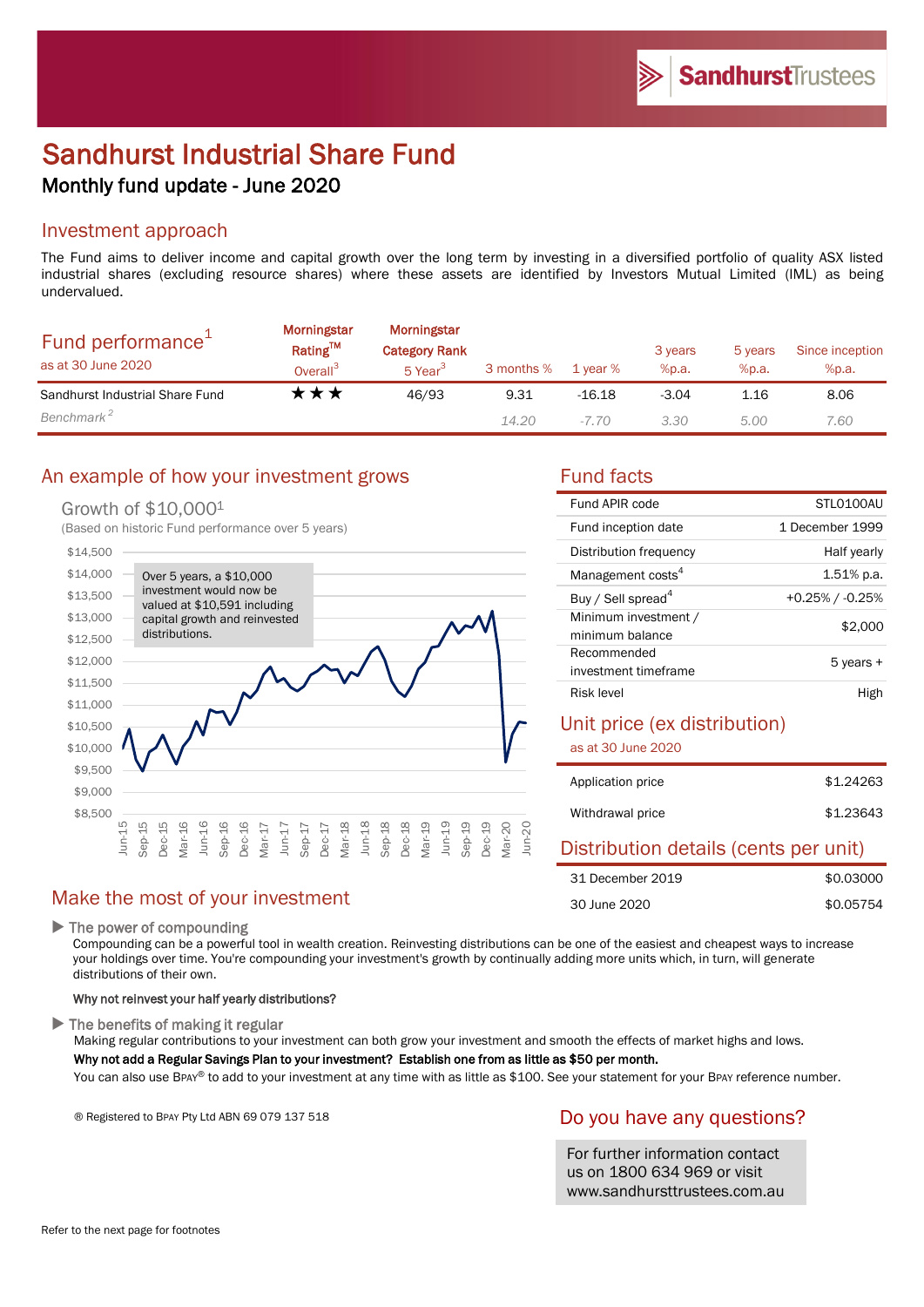# Sandhurst Industrial Share Fund

## Monthly fund update - June 2020

## Investment approach

The Fund aims to deliver income and capital growth over the long term by investing in a diversified portfolio of quality ASX listed industrial shares (excluding resource shares) where these assets are identified by Investors Mutual Limited (IML) as being undervalued.

## Fund performance[1]

as at 30 June 2020

| | Morningstar Rating™ Overall[3] | Morningstar Category Rank 5 Year[3] | 3 months % | 1 year % | 3 years %p.a. | 5 years %p.a. | Since inception %p.a. |
|---|---|---|---|---|---|---|---|
| Sandhurst Industrial Share Fund | ★★★ | 46/93 | 9.31 | -16.18 | -3.04 | 1.16 | 8.06 |
| *Benchmark[2]* | | | *14.20* | *-7.70* | *3.30* | *5.00* | *7.60* |

## An example of how your investment grows

Growth of $10,000[1]

(Based on historic Fund performance over 5 years)

Over 5 years, a $10,000 investment would now be valued at $10,591 including capital growth and reinvested distributions.

## Fund facts

| | |
|---|---|
| Fund APIR code | STL0100AU |
| Fund inception date | 1 December 1999 |
| Distribution frequency | Half yearly |
| Management costs[4] | 1.51% p.a. |
| Buy / Sell spread[4] | +0.25% / -0.25% |
| Minimum investment / minimum balance | $2,000 |
| Recommended investment timeframe | 5 years + |
| Risk level | High |

## Unit price (ex distribution)

as at 30 June 2020

| | |
|---|---|
| Application price | $1.24263 |
| Withdrawal price | $1.23643 |

## Distribution details (cents per unit)

| | |
|---|---|
| 31 December 2019 | $0.03000 |
| 30 June 2020 | $0.05754 |

## Make the most of your investment

▶ The power of compounding

Compounding can be a powerful tool in wealth creation. Reinvesting distributions can be one of the easiest and cheapest ways to increase your holdings over time. You're compounding your investment's growth by continually adding more units which, in turn, will generate distributions of their own.

**Why not reinvest your half yearly distributions?**

▶ The benefits of making it regular

Making regular contributions to your investment can both grow your investment and smooth the effects of market highs and lows.

**Why not add a Regular Savings Plan to your investment? Establish one from as little as $50 per month.**

You can also use BPAY® to add to your investment at any time with as little as $100. See your statement for your BPAY reference number.

® Registered to BPAY Pty Ltd ABN 69 079 137 518

## Do you have any questions?

For further information contact us on 1800 634 969 or visit www.sandhursttrustees.com.au

Refer to the next page for footnotes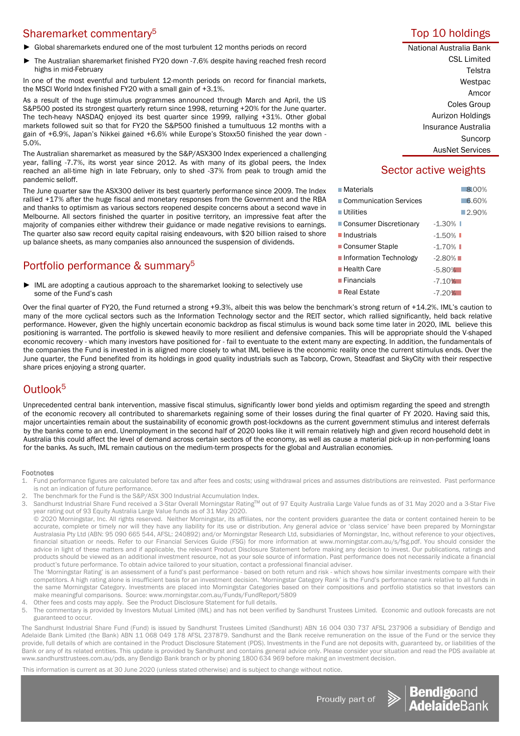## Sharemarket commentary[5]

- Global sharemarkets endured one of the most turbulent 12 months periods on record
- The Australian sharemarket finished FY20 down -7.6% despite having reached fresh record highs in mid-February

In one of the most eventful and turbulent 12-month periods on record for financial markets, the MSCI World Index finished FY20 with a small gain of +3.1%.

As a result of the huge stimulus programmes announced through March and April, the US S&P500 posted its strongest quarterly return since 1998, returning +20% for the June quarter. The tech-heavy NASDAQ enjoyed its best quarter since 1999, rallying +31%. Other global markets followed suit so that for FY20 the S&P500 finished a tumultuous 12 months with a gain of +6.9%, Japan's Nikkei gained +6.6% while Europe's Stoxx50 finished the year down -5.0%.

The Australian sharemarket as measured by the S&P/ASX300 Index experienced a challenging year, falling -7.7%, its worst year since 2012. As with many of its global peers, the Index reached an all-time high in late February, only to shed -37% from peak to trough amid the pandemic selloff.

The June quarter saw the ASX300 deliver its best quarterly performance since 2009. The Index rallied +17% after the huge fiscal and monetary responses from the Government and the RBA and thanks to optimism as various sectors reopened despite concerns about a second wave in Melbourne. All sectors finished the quarter in positive territory, an impressive feat after the majority of companies either withdrew their guidance or made negative revisions to earnings. The quarter also saw record equity capital raising endeavours, with $20 billion raised to shore up balance sheets, as many companies also announced the suspension of dividends.

## Top 10 holdings

National Australia Bank
CSL Limited
Telstra
Westpac
Amcor
Coles Group
Aurizon Holdings
Insurance Australia
Suncorp
AusNet Services

## Sector active weights

Materials 8.00%
Communication Services 6.60%
Utilities 2.90%
Consumer Discretionary -1.30%
Industrials -1.50%
Consumer Staple -1.70%
Information Technology -2.80%
Health Care -5.80%
Financials -7.10%
Real Estate -7.20%

## Portfolio performance & summary[5]

- IML are adopting a cautious approach to the sharemarket looking to selectively use some of the Fund's cash

Over the final quarter of FY20, the Fund returned a strong +9.3%, albeit this was below the benchmark's strong return of +14.2%. IML's caution to many of the more cyclical sectors such as the Information Technology sector and the REIT sector, which rallied significantly, held back relative performance. However, given the highly uncertain economic backdrop as fiscal stimulus is wound back some time later in 2020, IML believe this positioning is warranted. The portfolio is skewed heavily to more resilient and defensive companies. This will be appropriate should the V-shaped economic recovery - which many investors have positioned for - fail to eventuate to the extent many are expecting. In addition, the fundamentals of the companies the Fund is invested in is aligned more closely to what IML believe is the economic reality once the current stimulus ends. Over the June quarter, the Fund benefited from its holdings in good quality industrials such as Tabcorp, Crown, Steadfast and SkyCity with their respective share prices enjoying a strong quarter.

## Outlook[5]

Unprecedented central bank intervention, massive fiscal stimulus, significantly lower bond yields and optimism regarding the speed and strength of the economic recovery all contributed to sharemarkets regaining some of their losses during the final quarter of FY 2020. Having said this, major uncertainties remain about the sustainability of economic growth post-lockdowns as the current government stimulus and interest deferrals by the banks come to an end. Unemployment in the second half of 2020 looks like it will remain relatively high and given record household debt in Australia this could affect the level of demand across certain sectors of the economy, as well as cause a material pick-up in non-performing loans for the banks. As such, IML remain cautious on the medium-term prospects for the global and Australian economies.

### Footnotes

1. Fund performance figures are calculated before tax and after fees and costs; using withdrawal prices and assumes distributions are reinvested. Past performance is not an indication of future performance.
2. The benchmark for the Fund is the S&P/ASX 300 Industrial Accumulation Index.
3. Sandhurst Industrial Share Fund received a 3-Star Overall Morningstar Rating™ out of 97 Equity Australia Large Value funds as of 31 May 2020 and a 3-Star Five year rating out of 93 Equity Australia Large Value funds as of 31 May 2020.
   © 2020 Morningstar, Inc. All rights reserved. Neither Morningstar, its affiliates, nor the content providers guarantee the data or content contained herein to be accurate, complete or timely nor will they have any liability for its use or distribution. Any general advice or 'class service' have been prepared by Morningstar Australasia Pty Ltd (ABN: 95 090 665 544, AFSL: 240892) and/or Morningstar Research Ltd, subsidiaries of Morningstar, Inc, without reference to your objectives, financial situation or needs. Refer to our Financial Services Guide (FSG) for more information at www.morningstar.com.au/s/fsg.pdf. You should consider the advice in light of these matters and if applicable, the relevant Product Disclosure Statement before making any decision to invest. Our publications, ratings and products should be viewed as an additional investment resource, not as your sole source of information. Past performance does not necessarily indicate a financial product's future performance. To obtain advice tailored to your situation, contact a professional financial adviser.
   The 'Morningstar Rating' is an assessment of a fund's past performance - based on both return and risk - which shows how similar investments compare with their competitors. A high rating alone is insufficient basis for an investment decision. 'Morningstar Category Rank' is the Fund's performance rank relative to all funds in the same Morningstar Category. Investments are placed into Morningstar Categories based on their compositions and portfolio statistics so that investors can make meaningful comparisons. Source: www.morningstar.com.au/Funds/FundReport/5809
4. Other fees and costs may apply. See the Product Disclosure Statement for full details.
5. The commentary is provided by Investors Mutual Limited (IML) and has not been verified by Sandhurst Trustees Limited. Economic and outlook forecasts are not guaranteed to occur.

The Sandhurst Industrial Share Fund (Fund) is issued by Sandhurst Trustees Limited (Sandhurst) ABN 16 004 030 737 AFSL 237906 a subsidiary of Bendigo and Adelaide Bank Limited (the Bank) ABN 11 068 049 178 AFSL 237879. Sandhurst and the Bank receive remuneration on the issue of the Fund or the service they provide, full details of which are contained in the Product Disclosure Statement (PDS). Investments in the Fund are not deposits with, guaranteed by, or liabilities of the Bank or any of its related entities. This update is provided by Sandhurst and contains general advice only. Please consider your situation and read the PDS available at www.sandhursttrustees.com.au/pds, any Bendigo Bank branch or by phoning 1800 634 969 before making an investment decision.

This information is current as at 30 June 2020 (unless stated otherwise) and is subject to change without notice.

Proudly part of Bendigo and Adelaide Bank